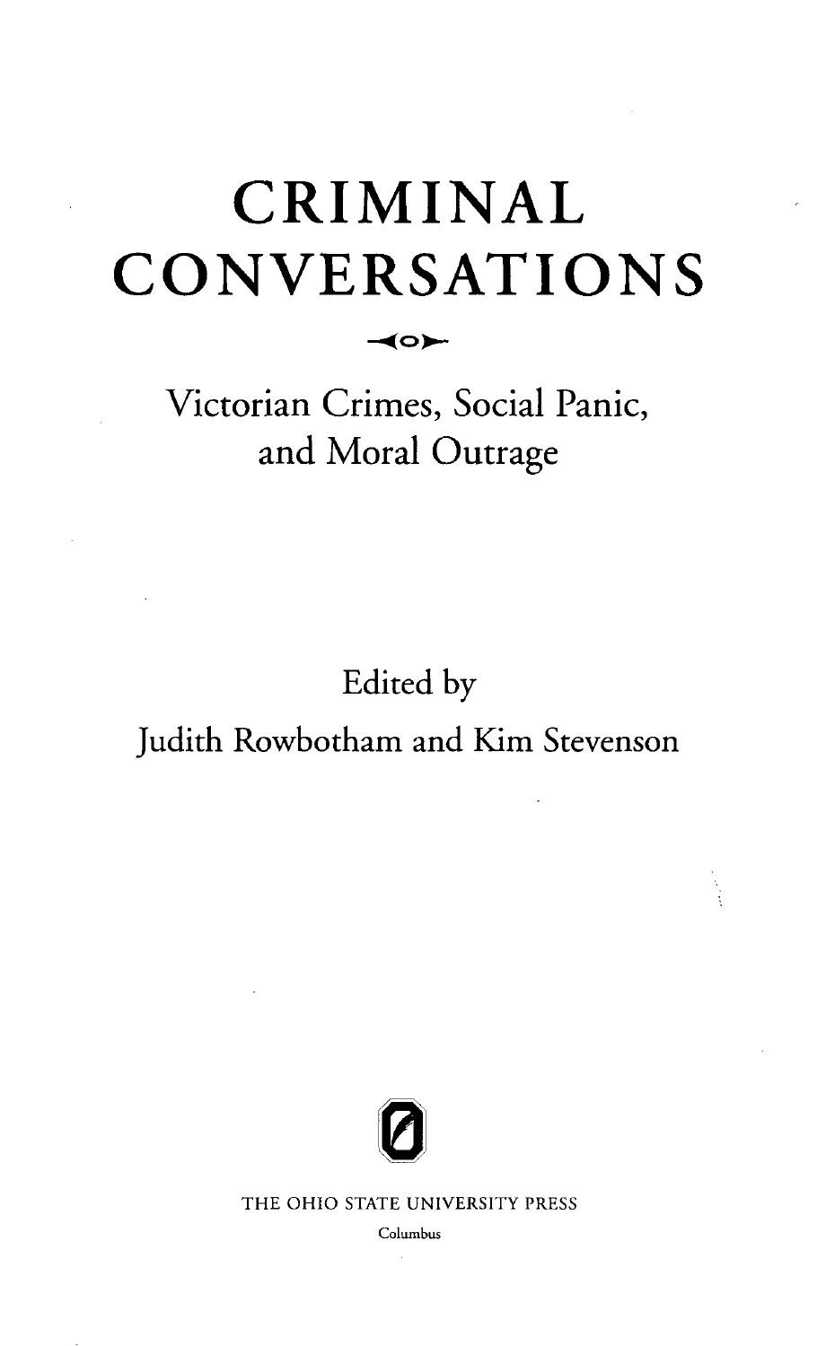# CRIMINAL CONVERSATIONS

## Victorian Crimes, Social Panic, and Moral Outrage

Edited by

Judith Rowbotham and Kim Stevenson

THE OHIO STATE UNIVERSITY PRESS

Columbus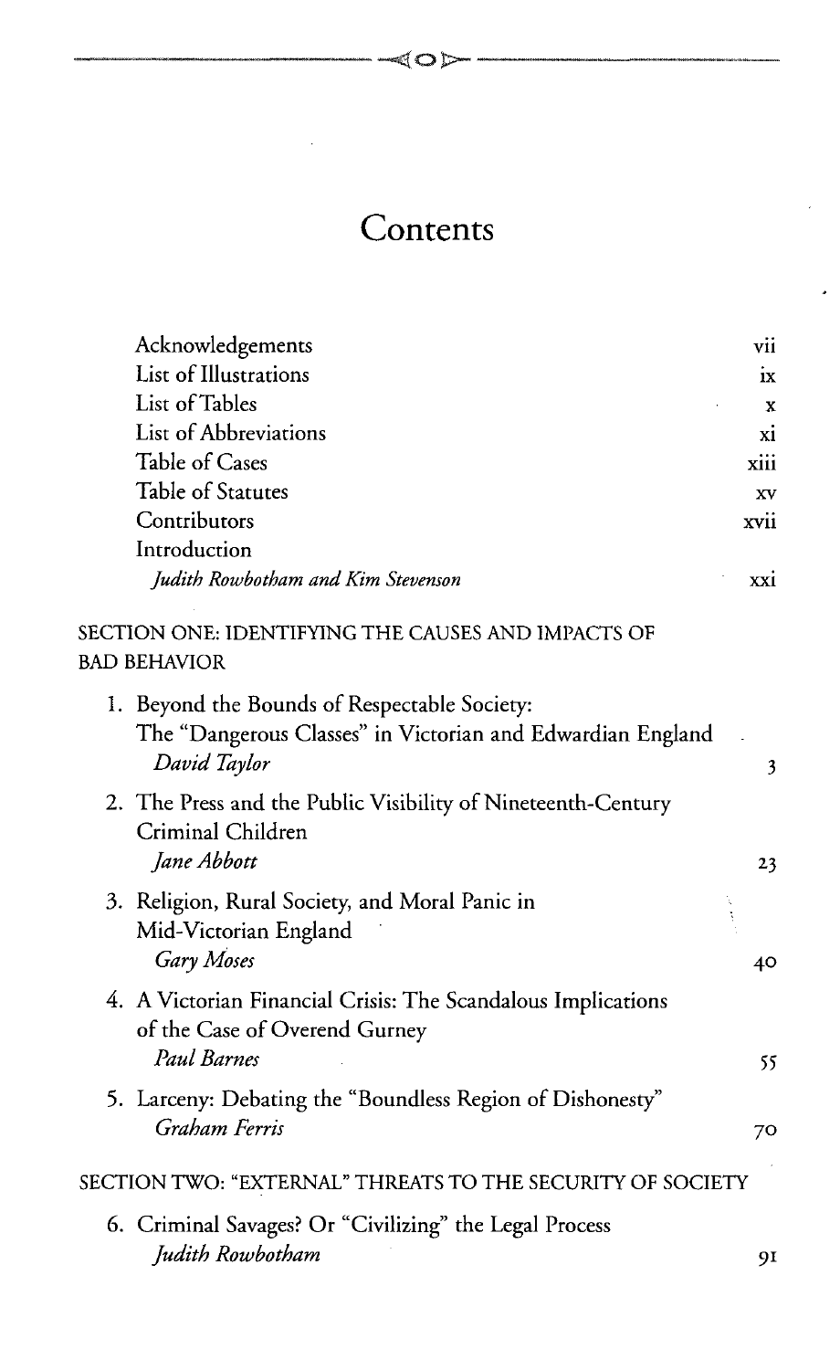# Contents

Acknowledgements vii
List of Illustrations ix
List of Tables x
List of Abbreviations xi
Table of Cases xiii
Table of Statutes xv
Contributors xvii
Introduction
*Judith Rowbotham and Kim Stevenson* xxi

SECTION ONE: IDENTIFYING THE CAUSES AND IMPACTS OF BAD BEHAVIOR

1. Beyond the Bounds of Respectable Society: The "Dangerous Classes" in Victorian and Edwardian England
   *David Taylor* 3
2. The Press and the Public Visibility of Nineteenth-Century Criminal Children
   *Jane Abbott* 23
3. Religion, Rural Society, and Moral Panic in Mid-Victorian England
   *Gary Moses* 40
4. A Victorian Financial Crisis: The Scandalous Implications of the Case of Overend Gurney
   *Paul Barnes* 55
5. Larceny: Debating the "Boundless Region of Dishonesty"
   *Graham Ferris* 70

SECTION TWO: "EXTERNAL" THREATS TO THE SECURITY OF SOCIETY

6. Criminal Savages? Or "Civilizing" the Legal Process
   *Judith Rowbotham* 91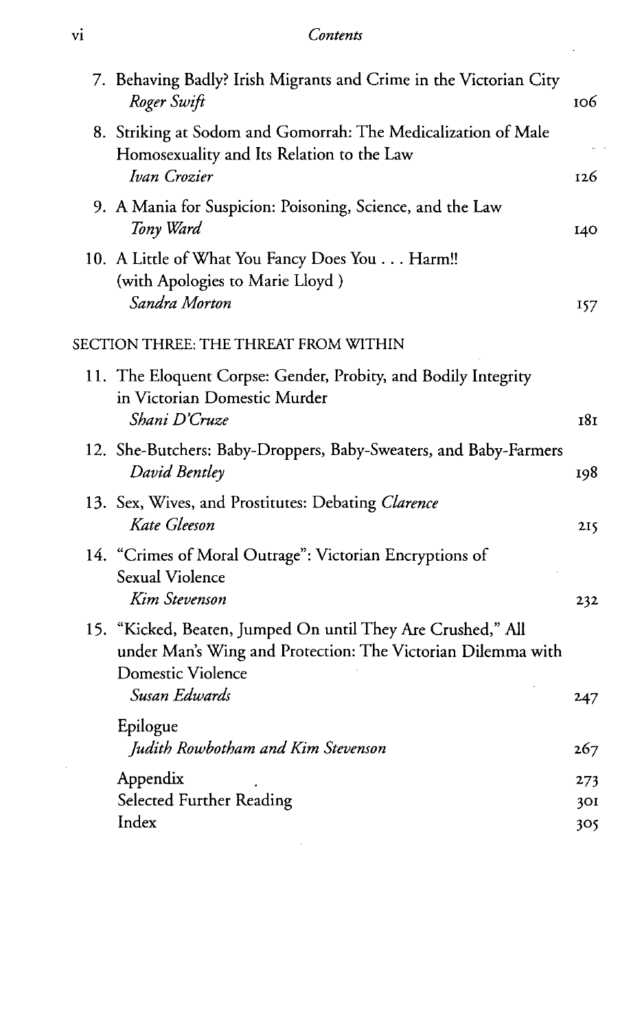7. Behaving Badly? Irish Migrants and Crime in the Victorian City
   *Roger Swift* 106

8. Striking at Sodom and Gomorrah: The Medicalization of Male Homosexuality and Its Relation to the Law
   *Ivan Crozier* 126

9. A Mania for Suspicion: Poisoning, Science, and the Law
   *Tony Ward* 140

10. A Little of What You Fancy Does You . . . Harm!! (with Apologies to Marie Lloyd )
    *Sandra Morton* 157

SECTION THREE: THE THREAT FROM WITHIN

11. The Eloquent Corpse: Gender, Probity, and Bodily Integrity in Victorian Domestic Murder
    *Shani D'Cruze* 181

12. She-Butchers: Baby-Droppers, Baby-Sweaters, and Baby-Farmers
    *David Bentley* 198

13. Sex, Wives, and Prostitutes: Debating *Clarence*
    *Kate Gleeson* 215

14. "Crimes of Moral Outrage": Victorian Encryptions of Sexual Violence
    *Kim Stevenson* 232

15. "Kicked, Beaten, Jumped On until They Are Crushed," All under Man's Wing and Protection: The Victorian Dilemma with Domestic Violence
    *Susan Edwards* 247

Epilogue
*Judith Rowbotham and Kim Stevenson* 267

Appendix 273

Selected Further Reading 301

Index 305